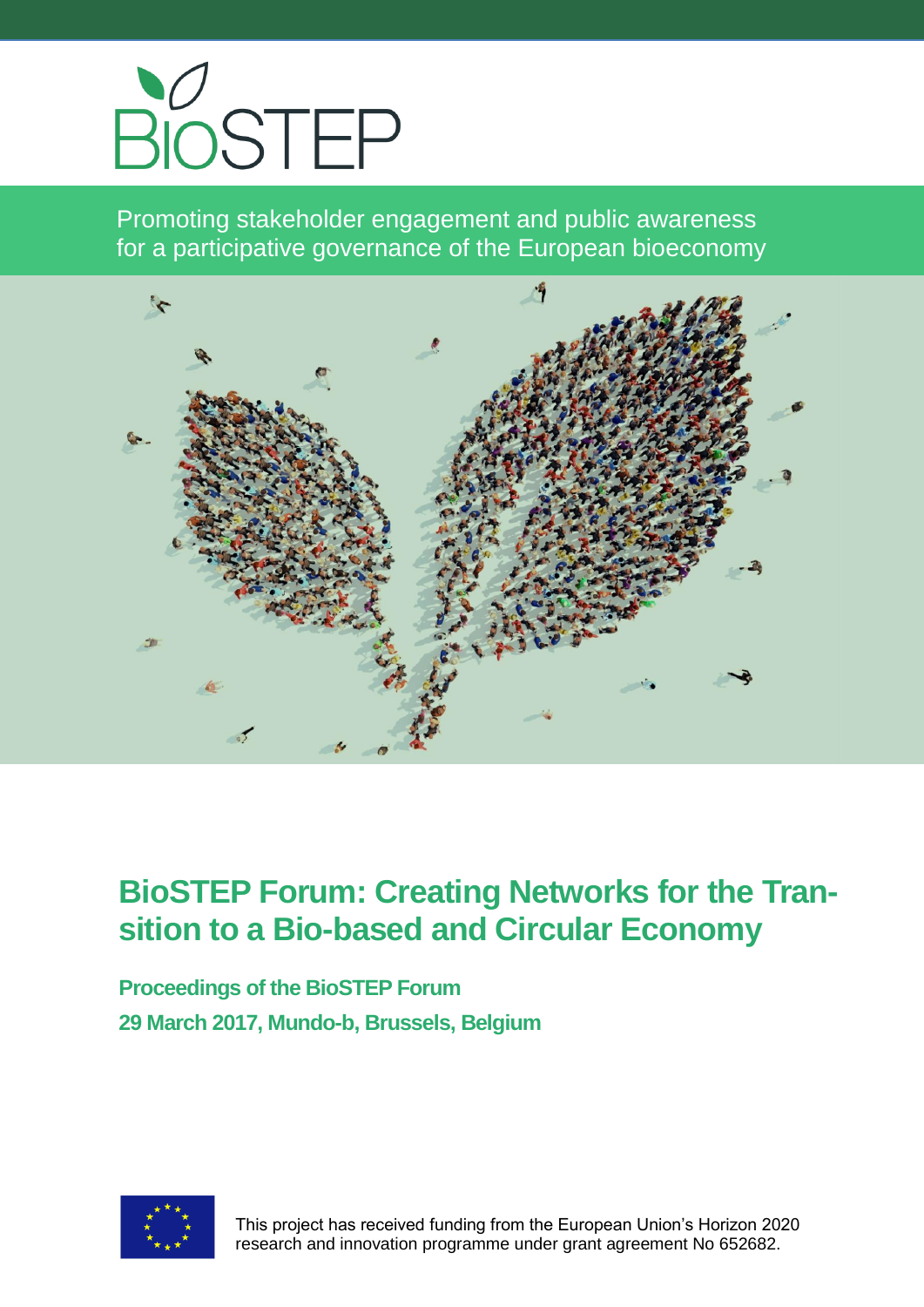# BioSTEP

Promoting stakeholder engagement and public awareness for a participative governance of the European bioeconomy

# BioSTEP Forum: Creating Networks for the Transition to a Bio-based and Circular Economy

**Proceedings of the BioSTEP Forum**

**29 March 2017, Mundo-b, Brussels, Belgium**

This project has received funding from the European Union's Horizon 2020 research and innovation programme under grant agreement No 652682.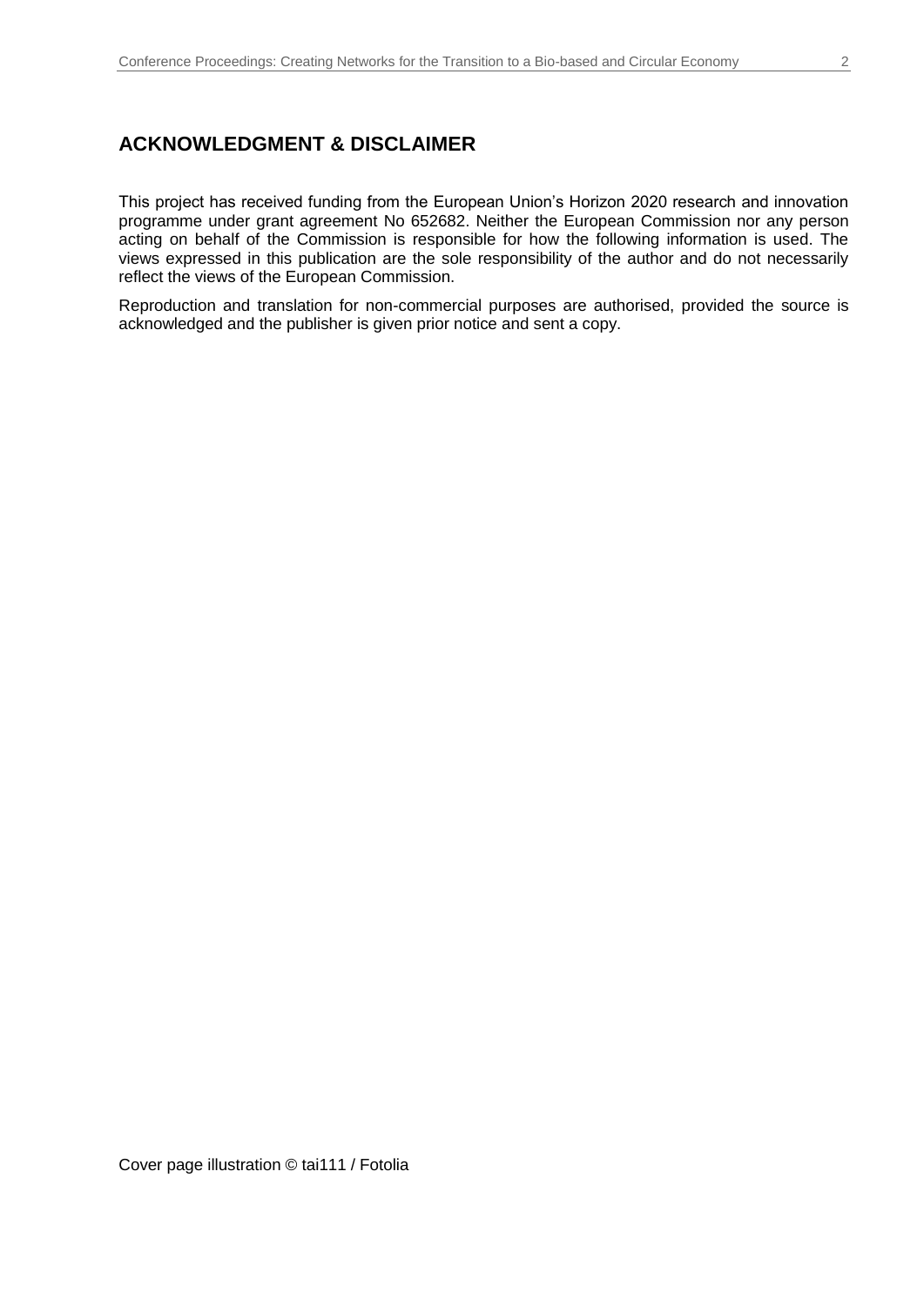## ACKNOWLEDGMENT & DISCLAIMER

This project has received funding from the European Union's Horizon 2020 research and innovation programme under grant agreement No 652682. Neither the European Commission nor any person acting on behalf of the Commission is responsible for how the following information is used. The views expressed in this publication are the sole responsibility of the author and do not necessarily reflect the views of the European Commission.

Reproduction and translation for non-commercial purposes are authorised, provided the source is acknowledged and the publisher is given prior notice and sent a copy.

Cover page illustration © tai111 / Fotolia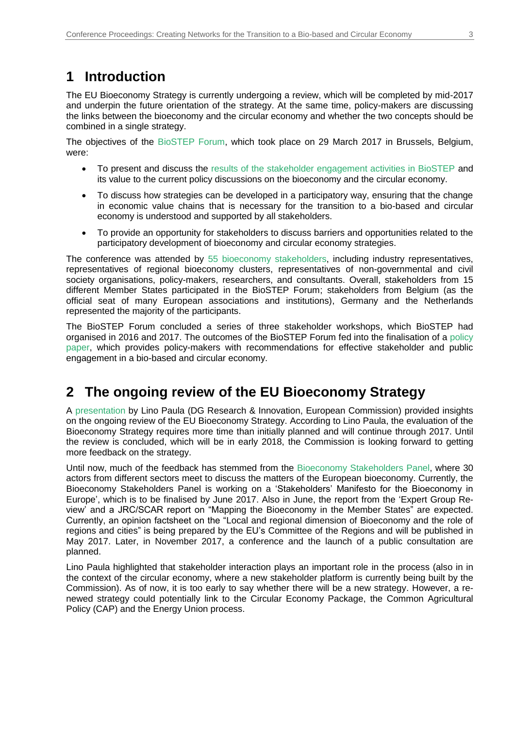# 1 Introduction

The EU Bioeconomy Strategy is currently undergoing a review, which will be completed by mid-2017 and underpin the future orientation of the strategy. At the same time, policy-makers are discussing the links between the bioeconomy and the circular economy and whether the two concepts should be combined in a single strategy.

The objectives of the BioSTEP Forum, which took place on 29 March 2017 in Brussels, Belgium, were:

- To present and discuss the results of the stakeholder engagement activities in BioSTEP and its value to the current policy discussions on the bioeconomy and the circular economy.
- To discuss how strategies can be developed in a participatory way, ensuring that the change in economic value chains that is necessary for the transition to a bio-based and circular economy is understood and supported by all stakeholders.
- To provide an opportunity for stakeholders to discuss barriers and opportunities related to the participatory development of bioeconomy and circular economy strategies.

The conference was attended by 55 bioeconomy stakeholders, including industry representatives, representatives of regional bioeconomy clusters, representatives of non-governmental and civil society organisations, policy-makers, researchers, and consultants. Overall, stakeholders from 15 different Member States participated in the BioSTEP Forum; stakeholders from Belgium (as the official seat of many European associations and institutions), Germany and the Netherlands represented the majority of the participants.

The BioSTEP Forum concluded a series of three stakeholder workshops, which BioSTEP had organised in 2016 and 2017. The outcomes of the BioSTEP Forum fed into the finalisation of a policy paper, which provides policy-makers with recommendations for effective stakeholder and public engagement in a bio-based and circular economy.

# 2 The ongoing review of the EU Bioeconomy Strategy

A presentation by Lino Paula (DG Research & Innovation, European Commission) provided insights on the ongoing review of the EU Bioeconomy Strategy. According to Lino Paula, the evaluation of the Bioeconomy Strategy requires more time than initially planned and will continue through 2017. Until the review is concluded, which will be in early 2018, the Commission is looking forward to getting more feedback on the strategy.

Until now, much of the feedback has stemmed from the Bioeconomy Stakeholders Panel, where 30 actors from different sectors meet to discuss the matters of the European bioeconomy. Currently, the Bioeconomy Stakeholders Panel is working on a 'Stakeholders' Manifesto for the Bioeconomy in Europe', which is to be finalised by June 2017. Also in June, the report from the 'Expert Group Review' and a JRC/SCAR report on "Mapping the Bioeconomy in the Member States" are expected. Currently, an opinion factsheet on the "Local and regional dimension of Bioeconomy and the role of regions and cities" is being prepared by the EU's Committee of the Regions and will be published in May 2017. Later, in November 2017, a conference and the launch of a public consultation are planned.

Lino Paula highlighted that stakeholder interaction plays an important role in the process (also in in the context of the circular economy, where a new stakeholder platform is currently being built by the Commission). As of now, it is too early to say whether there will be a new strategy. However, a renewed strategy could potentially link to the Circular Economy Package, the Common Agricultural Policy (CAP) and the Energy Union process.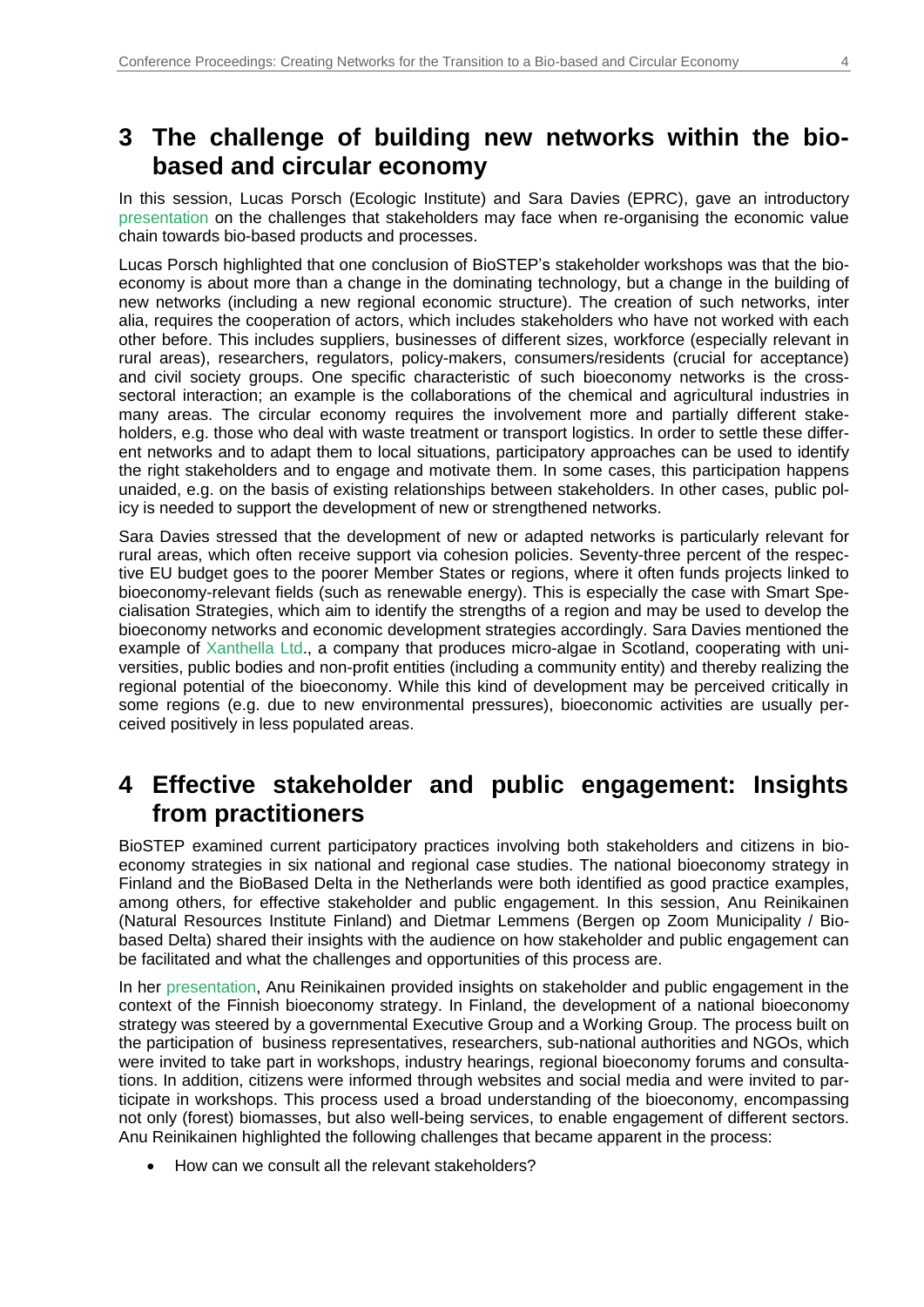# 3 The challenge of building new networks within the bio-based and circular economy

In this session, Lucas Porsch (Ecologic Institute) and Sara Davies (EPRC), gave an introductory presentation on the challenges that stakeholders may face when re-organising the economic value chain towards bio-based products and processes.

Lucas Porsch highlighted that one conclusion of BioSTEP's stakeholder workshops was that the bioeconomy is about more than a change in the dominating technology, but a change in the building of new networks (including a new regional economic structure). The creation of such networks, inter alia, requires the cooperation of actors, which includes stakeholders who have not worked with each other before. This includes suppliers, businesses of different sizes, workforce (especially relevant in rural areas), researchers, regulators, policy-makers, consumers/residents (crucial for acceptance) and civil society groups. One specific characteristic of such bioeconomy networks is the cross-sectoral interaction; an example is the collaborations of the chemical and agricultural industries in many areas. The circular economy requires the involvement more and partially different stakeholders, e.g. those who deal with waste treatment or transport logistics. In order to settle these different networks and to adapt them to local situations, participatory approaches can be used to identify the right stakeholders and to engage and motivate them. In some cases, this participation happens unaided, e.g. on the basis of existing relationships between stakeholders. In other cases, public policy is needed to support the development of new or strengthened networks.

Sara Davies stressed that the development of new or adapted networks is particularly relevant for rural areas, which often receive support via cohesion policies. Seventy-three percent of the respective EU budget goes to the poorer Member States or regions, where it often funds projects linked to bioeconomy-relevant fields (such as renewable energy). This is especially the case with Smart Specialisation Strategies, which aim to identify the strengths of a region and may be used to develop the bioeconomy networks and economic development strategies accordingly. Sara Davies mentioned the example of Xanthella Ltd., a company that produces micro-algae in Scotland, cooperating with universities, public bodies and non-profit entities (including a community entity) and thereby realizing the regional potential of the bioeconomy. While this kind of development may be perceived critically in some regions (e.g. due to new environmental pressures), bioeconomic activities are usually perceived positively in less populated areas.

# 4 Effective stakeholder and public engagement: Insights from practitioners

BioSTEP examined current participatory practices involving both stakeholders and citizens in bioeconomy strategies in six national and regional case studies. The national bioeconomy strategy in Finland and the BioBased Delta in the Netherlands were both identified as good practice examples, among others, for effective stakeholder and public engagement. In this session, Anu Reinikainen (Natural Resources Institute Finland) and Dietmar Lemmens (Bergen op Zoom Municipality / Biobased Delta) shared their insights with the audience on how stakeholder and public engagement can be facilitated and what the challenges and opportunities of this process are.

In her presentation, Anu Reinikainen provided insights on stakeholder and public engagement in the context of the Finnish bioeconomy strategy. In Finland, the development of a national bioeconomy strategy was steered by a governmental Executive Group and a Working Group. The process built on the participation of business representatives, researchers, sub-national authorities and NGOs, which were invited to take part in workshops, industry hearings, regional bioeconomy forums and consultations. In addition, citizens were informed through websites and social media and were invited to participate in workshops. This process used a broad understanding of the bioeconomy, encompassing not only (forest) biomasses, but also well-being services, to enable engagement of different sectors. Anu Reinikainen highlighted the following challenges that became apparent in the process:

- How can we consult all the relevant stakeholders?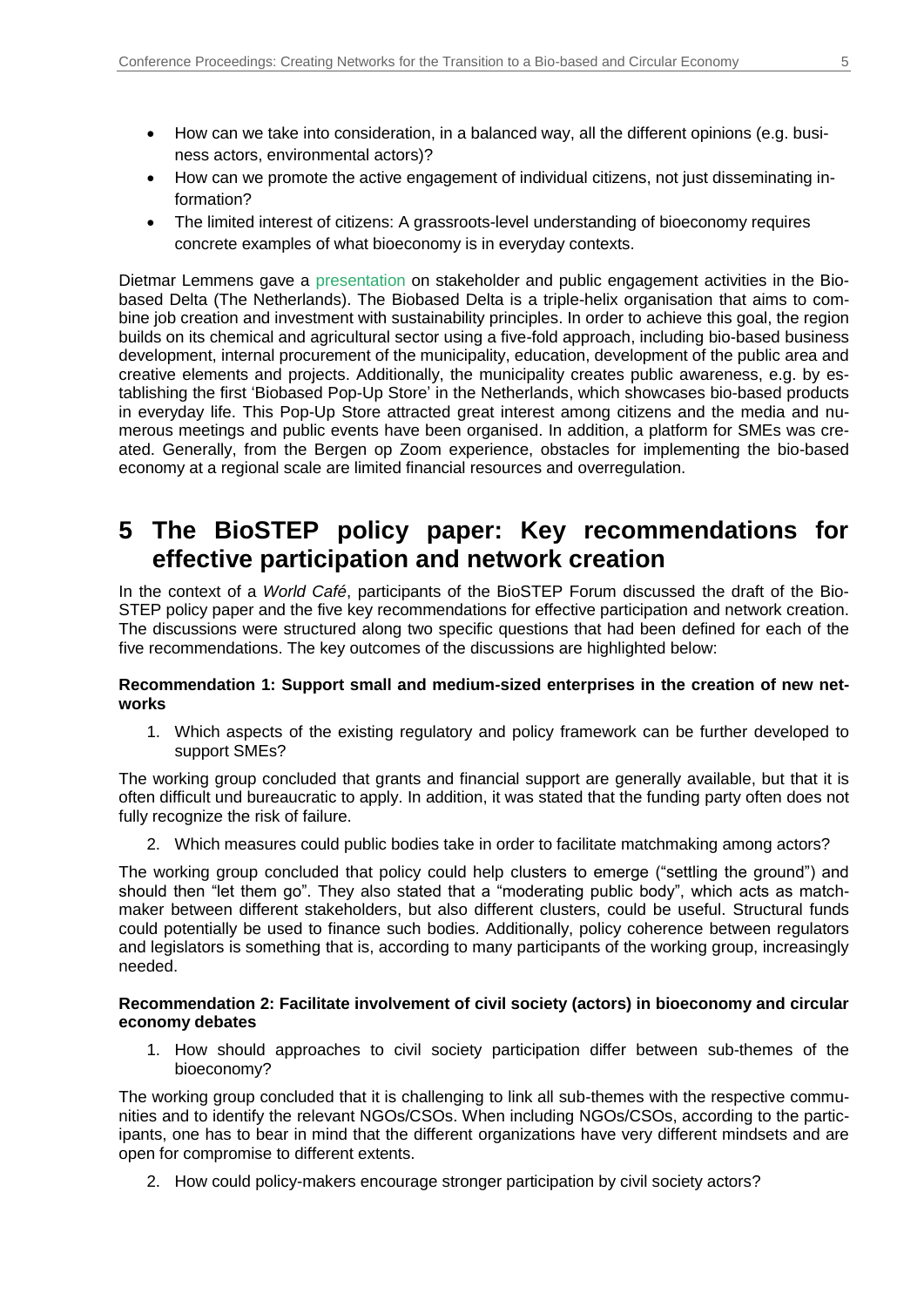- How can we take into consideration, in a balanced way, all the different opinions (e.g. business actors, environmental actors)?
- How can we promote the active engagement of individual citizens, not just disseminating information?
- The limited interest of citizens: A grassroots-level understanding of bioeconomy requires concrete examples of what bioeconomy is in everyday contexts.

Dietmar Lemmens gave a presentation on stakeholder and public engagement activities in the Biobased Delta (The Netherlands). The Biobased Delta is a triple-helix organisation that aims to combine job creation and investment with sustainability principles. In order to achieve this goal, the region builds on its chemical and agricultural sector using a five-fold approach, including bio-based business development, internal procurement of the municipality, education, development of the public area and creative elements and projects. Additionally, the municipality creates public awareness, e.g. by establishing the first 'Biobased Pop-Up Store' in the Netherlands, which showcases bio-based products in everyday life. This Pop-Up Store attracted great interest among citizens and the media and numerous meetings and public events have been organised. In addition, a platform for SMEs was created. Generally, from the Bergen op Zoom experience, obstacles for implementing the bio-based economy at a regional scale are limited financial resources and overregulation.

# 5 The BioSTEP policy paper: Key recommendations for effective participation and network creation

In the context of a *World Café*, participants of the BioSTEP Forum discussed the draft of the BioSTEP policy paper and the five key recommendations for effective participation and network creation. The discussions were structured along two specific questions that had been defined for each of the five recommendations. The key outcomes of the discussions are highlighted below:

**Recommendation 1: Support small and medium-sized enterprises in the creation of new networks**

1. Which aspects of the existing regulatory and policy framework can be further developed to support SMEs?

The working group concluded that grants and financial support are generally available, but that it is often difficult und bureaucratic to apply. In addition, it was stated that the funding party often does not fully recognize the risk of failure.

2. Which measures could public bodies take in order to facilitate matchmaking among actors?

The working group concluded that policy could help clusters to emerge ("settling the ground") and should then "let them go". They also stated that a "moderating public body", which acts as matchmaker between different stakeholders, but also different clusters, could be useful. Structural funds could potentially be used to finance such bodies. Additionally, policy coherence between regulators and legislators is something that is, according to many participants of the working group, increasingly needed.

**Recommendation 2: Facilitate involvement of civil society (actors) in bioeconomy and circular economy debates**

1. How should approaches to civil society participation differ between sub-themes of the bioeconomy?

The working group concluded that it is challenging to link all sub-themes with the respective communities and to identify the relevant NGOs/CSOs. When including NGOs/CSOs, according to the participants, one has to bear in mind that the different organizations have very different mindsets and are open for compromise to different extents.

2. How could policy-makers encourage stronger participation by civil society actors?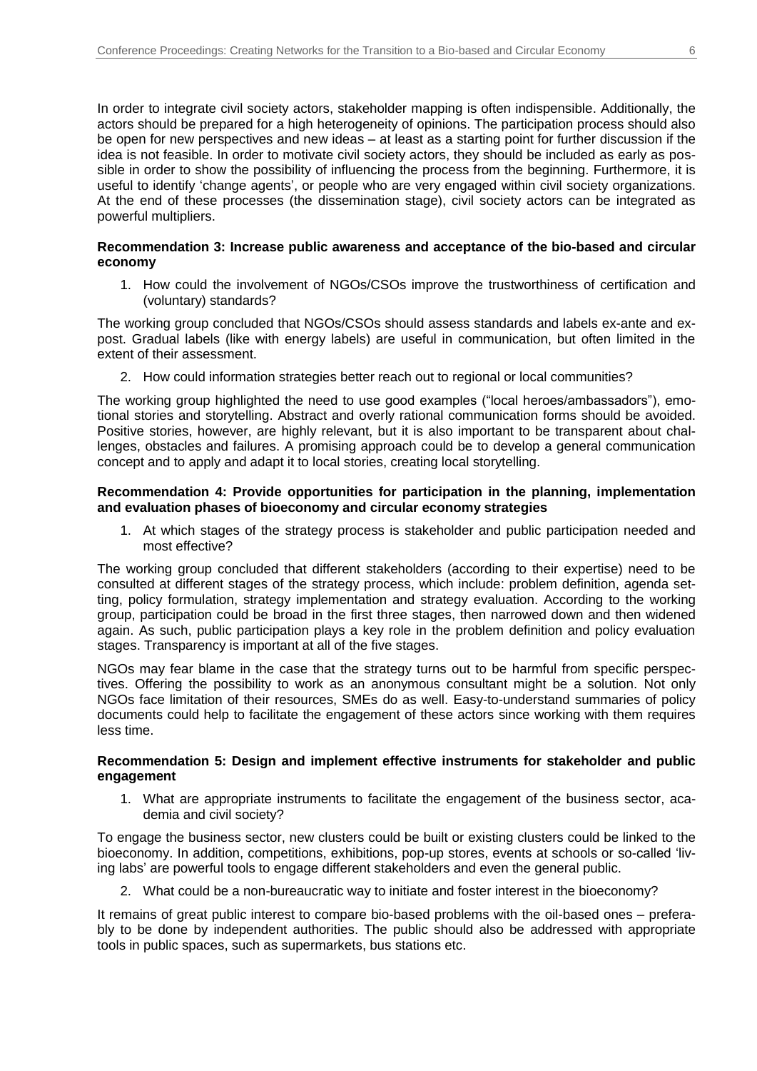In order to integrate civil society actors, stakeholder mapping is often indispensible. Additionally, the actors should be prepared for a high heterogeneity of opinions. The participation process should also be open for new perspectives and new ideas – at least as a starting point for further discussion if the idea is not feasible. In order to motivate civil society actors, they should be included as early as possible in order to show the possibility of influencing the process from the beginning. Furthermore, it is useful to identify 'change agents', or people who are very engaged within civil society organizations. At the end of these processes (the dissemination stage), civil society actors can be integrated as powerful multipliers.

**Recommendation 3: Increase public awareness and acceptance of the bio-based and circular economy**

1. How could the involvement of NGOs/CSOs improve the trustworthiness of certification and (voluntary) standards?

The working group concluded that NGOs/CSOs should assess standards and labels ex-ante and ex-post. Gradual labels (like with energy labels) are useful in communication, but often limited in the extent of their assessment.

2. How could information strategies better reach out to regional or local communities?

The working group highlighted the need to use good examples ("local heroes/ambassadors"), emotional stories and storytelling. Abstract and overly rational communication forms should be avoided. Positive stories, however, are highly relevant, but it is also important to be transparent about challenges, obstacles and failures. A promising approach could be to develop a general communication concept and to apply and adapt it to local stories, creating local storytelling.

**Recommendation 4: Provide opportunities for participation in the planning, implementation and evaluation phases of bioeconomy and circular economy strategies**

1. At which stages of the strategy process is stakeholder and public participation needed and most effective?

The working group concluded that different stakeholders (according to their expertise) need to be consulted at different stages of the strategy process, which include: problem definition, agenda setting, policy formulation, strategy implementation and strategy evaluation. According to the working group, participation could be broad in the first three stages, then narrowed down and then widened again. As such, public participation plays a key role in the problem definition and policy evaluation stages. Transparency is important at all of the five stages.

NGOs may fear blame in the case that the strategy turns out to be harmful from specific perspectives. Offering the possibility to work as an anonymous consultant might be a solution. Not only NGOs face limitation of their resources, SMEs do as well. Easy-to-understand summaries of policy documents could help to facilitate the engagement of these actors since working with them requires less time.

**Recommendation 5: Design and implement effective instruments for stakeholder and public engagement**

1. What are appropriate instruments to facilitate the engagement of the business sector, academia and civil society?

To engage the business sector, new clusters could be built or existing clusters could be linked to the bioeconomy. In addition, competitions, exhibitions, pop-up stores, events at schools or so-called 'living labs' are powerful tools to engage different stakeholders and even the general public.

2. What could be a non-bureaucratic way to initiate and foster interest in the bioeconomy?

It remains of great public interest to compare bio-based problems with the oil-based ones – preferably to be done by independent authorities. The public should also be addressed with appropriate tools in public spaces, such as supermarkets, bus stations etc.